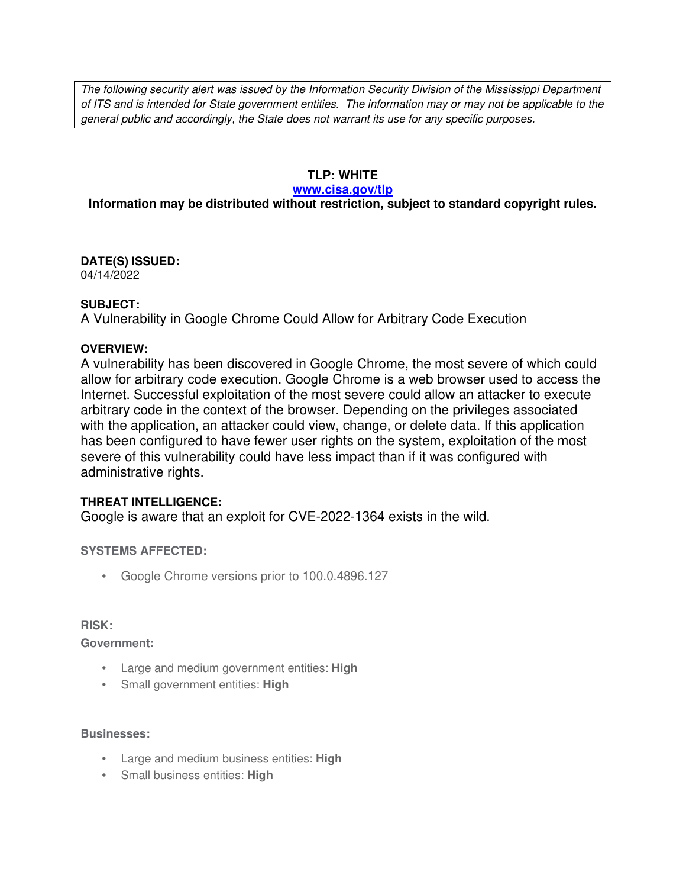*The following security alert was issued by the Information Security Division of the Mississippi Department of ITS and is intended for State government entities. The information may or may not be applicable to the general public and accordingly, the State does not warrant its use for any specific purposes.*

**TLP: WHITE**

**[www.cisa.gov/tlp](www.cisa.gov/tlp)**

**Information may be distributed without restriction, subject to standard copyright rules.**

**DATE(S) ISSUED:**

04/14/2022

**SUBJECT:**

A Vulnerability in Google Chrome Could Allow for Arbitrary Code Execution

**OVERVIEW:**

A vulnerability has been discovered in Google Chrome, the most severe of which could allow for arbitrary code execution. Google Chrome is a web browser used to access the Internet. Successful exploitation of the most severe could allow an attacker to execute arbitrary code in the context of the browser. Depending on the privileges associated with the application, an attacker could view, change, or delete data. If this application has been configured to have fewer user rights on the system, exploitation of the most severe of this vulnerability could have less impact than if it was configured with administrative rights.

**THREAT INTELLIGENCE:**

Google is aware that an exploit for CVE-2022-1364 exists in the wild.

**SYSTEMS AFFECTED:**

- Google Chrome versions prior to 100.0.4896.127

**RISK:**

**Government:**

- Large and medium government entities: **High**
- Small government entities: **High**

**Businesses:**

- Large and medium business entities: **High**
- Small business entities: **High**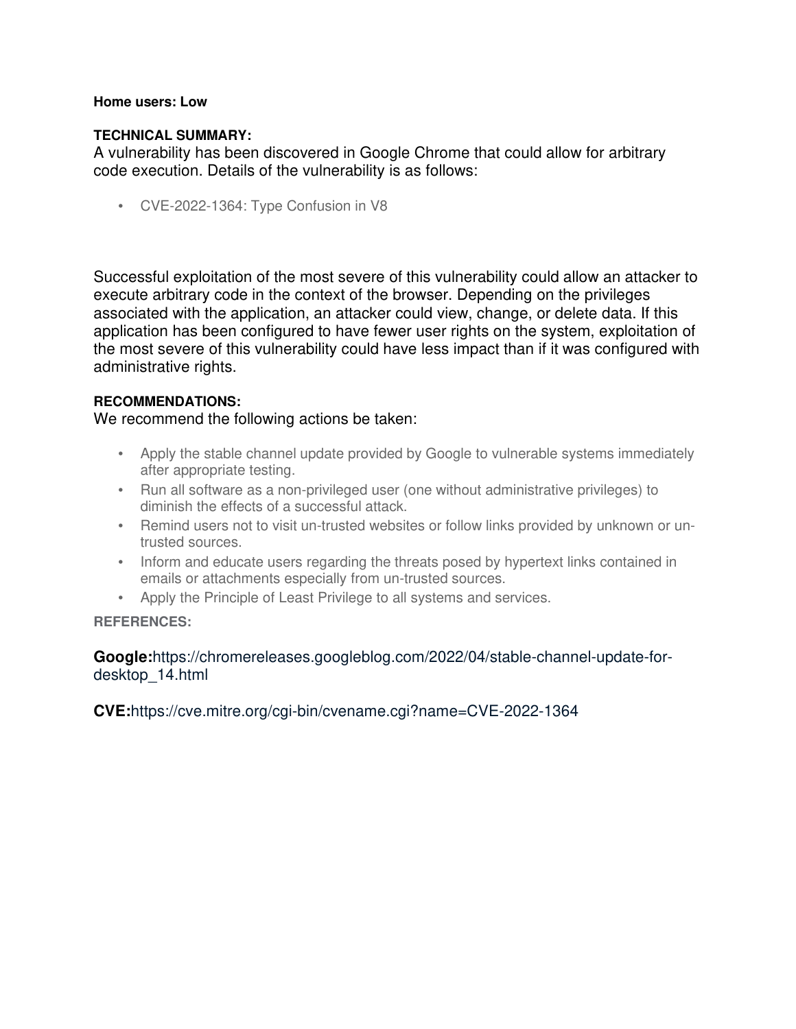**Home users: Low**

**TECHNICAL SUMMARY:**

A vulnerability has been discovered in Google Chrome that could allow for arbitrary code execution. Details of the vulnerability is as follows:

- CVE-2022-1364: Type Confusion in V8

Successful exploitation of the most severe of this vulnerability could allow an attacker to execute arbitrary code in the context of the browser. Depending on the privileges associated with the application, an attacker could view, change, or delete data. If this application has been configured to have fewer user rights on the system, exploitation of the most severe of this vulnerability could have less impact than if it was configured with administrative rights.

**RECOMMENDATIONS:**

We recommend the following actions be taken:

- Apply the stable channel update provided by Google to vulnerable systems immediately after appropriate testing.
- Run all software as a non-privileged user (one without administrative privileges) to diminish the effects of a successful attack.
- Remind users not to visit un-trusted websites or follow links provided by unknown or un-trusted sources.
- Inform and educate users regarding the threats posed by hypertext links contained in emails or attachments especially from un-trusted sources.
- Apply the Principle of Least Privilege to all systems and services.

**REFERENCES:**

**Google:**https://chromereleases.googleblog.com/2022/04/stable-channel-update-for-desktop_14.html

**CVE:**https://cve.mitre.org/cgi-bin/cvename.cgi?name=CVE-2022-1364